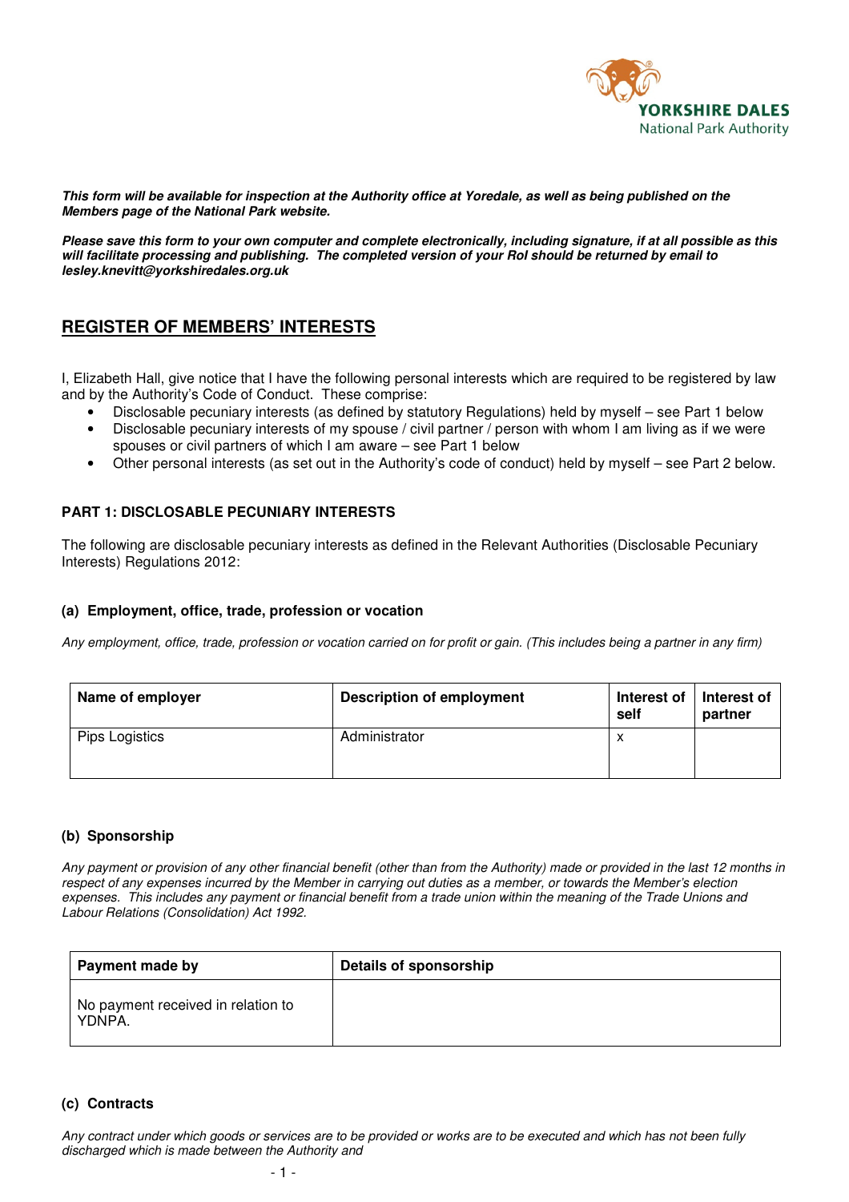*YORKSHIRE DALES National Park Authority*

***This form will be available for inspection at the Authority office at Yoredale, as well as being published on the Members page of the National Park website.***

***Please save this form to your own computer and complete electronically, including signature, if at all possible as this will facilitate processing and publishing. The completed version of your RoI should be returned by email to lesley.knevitt@yorkshiredales.org.uk***

## REGISTER OF MEMBERS' INTERESTS

I, Elizabeth Hall, give notice that I have the following personal interests which are required to be registered by law and by the Authority's Code of Conduct. These comprise:

- Disclosable pecuniary interests (as defined by statutory Regulations) held by myself – see Part 1 below
- Disclosable pecuniary interests of my spouse / civil partner / person with whom I am living as if we were spouses or civil partners of which I am aware – see Part 1 below
- Other personal interests (as set out in the Authority's code of conduct) held by myself – see Part 2 below.

### PART 1: DISCLOSABLE PECUNIARY INTERESTS

The following are disclosable pecuniary interests as defined in the Relevant Authorities (Disclosable Pecuniary Interests) Regulations 2012:

#### (a) Employment, office, trade, profession or vocation

*Any employment, office, trade, profession or vocation carried on for profit or gain. (This includes being a partner in any firm)*

| Name of employer | Description of employment | Interest of self | Interest of partner |
|---|---|---|---|
| Pips Logistics | Administrator | x | |

#### (b) Sponsorship

*Any payment or provision of any other financial benefit (other than from the Authority) made or provided in the last 12 months in respect of any expenses incurred by the Member in carrying out duties as a member, or towards the Member's election expenses. This includes any payment or financial benefit from a trade union within the meaning of the Trade Unions and Labour Relations (Consolidation) Act 1992.*

| Payment made by | Details of sponsorship |
|---|---|
| No payment received in relation to YDNPA. | |

#### (c) Contracts

*Any contract under which goods or services are to be provided or works are to be executed and which has not been fully discharged which is made between the Authority and*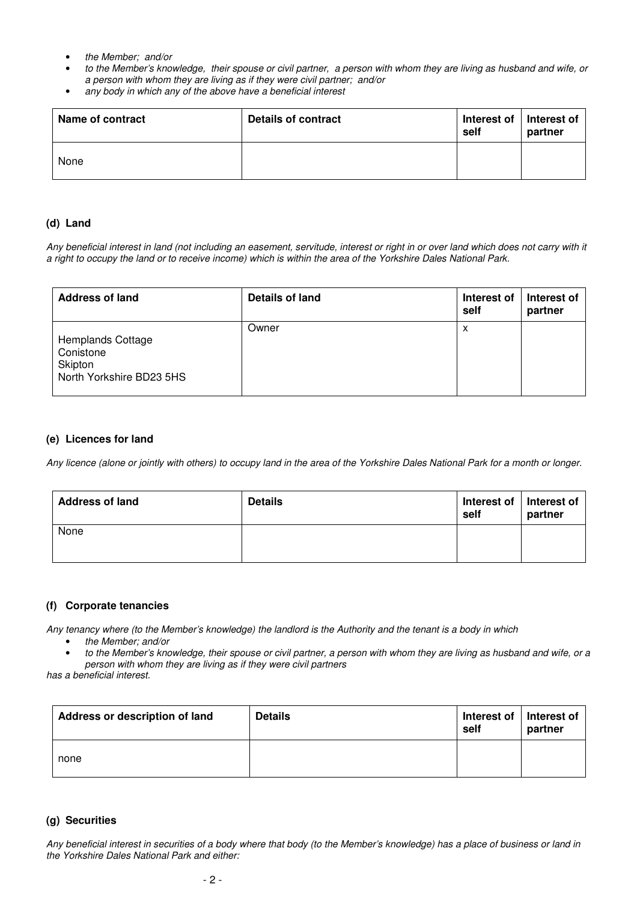- *the Member; and/or*
- *to the Member's knowledge, their spouse or civil partner, a person with whom they are living as husband and wife, or a person with whom they are living as if they were civil partner; and/or*
- *any body in which any of the above have a beneficial interest*

| Name of contract | Details of contract | Interest of self | Interest of partner |
|---|---|---|---|
| None | | | |

### (d) Land

*Any beneficial interest in land (not including an easement, servitude, interest or right in or over land which does not carry with it a right to occupy the land or to receive income) which is within the area of the Yorkshire Dales National Park.*

| Address of land | Details of land | Interest of self | Interest of partner |
|---|---|---|---|
| Hemplands Cottage<br>Conistone<br>Skipton<br>North Yorkshire BD23 5HS | Owner | x | |

### (e) Licences for land

*Any licence (alone or jointly with others) to occupy land in the area of the Yorkshire Dales National Park for a month or longer.*

| Address of land | Details | Interest of self | Interest of partner |
|---|---|---|---|
| None | | | |

### (f) Corporate tenancies

*Any tenancy where (to the Member's knowledge) the landlord is the Authority and the tenant is a body in which*

- *the Member; and/or*
- *to the Member's knowledge, their spouse or civil partner, a person with whom they are living as husband and wife, or a person with whom they are living as if they were civil partners*

*has a beneficial interest.*

| Address or description of land | Details | Interest of self | Interest of partner |
|---|---|---|---|
| none | | | |

### (g) Securities

*Any beneficial interest in securities of a body where that body (to the Member's knowledge) has a place of business or land in the Yorkshire Dales National Park and either:*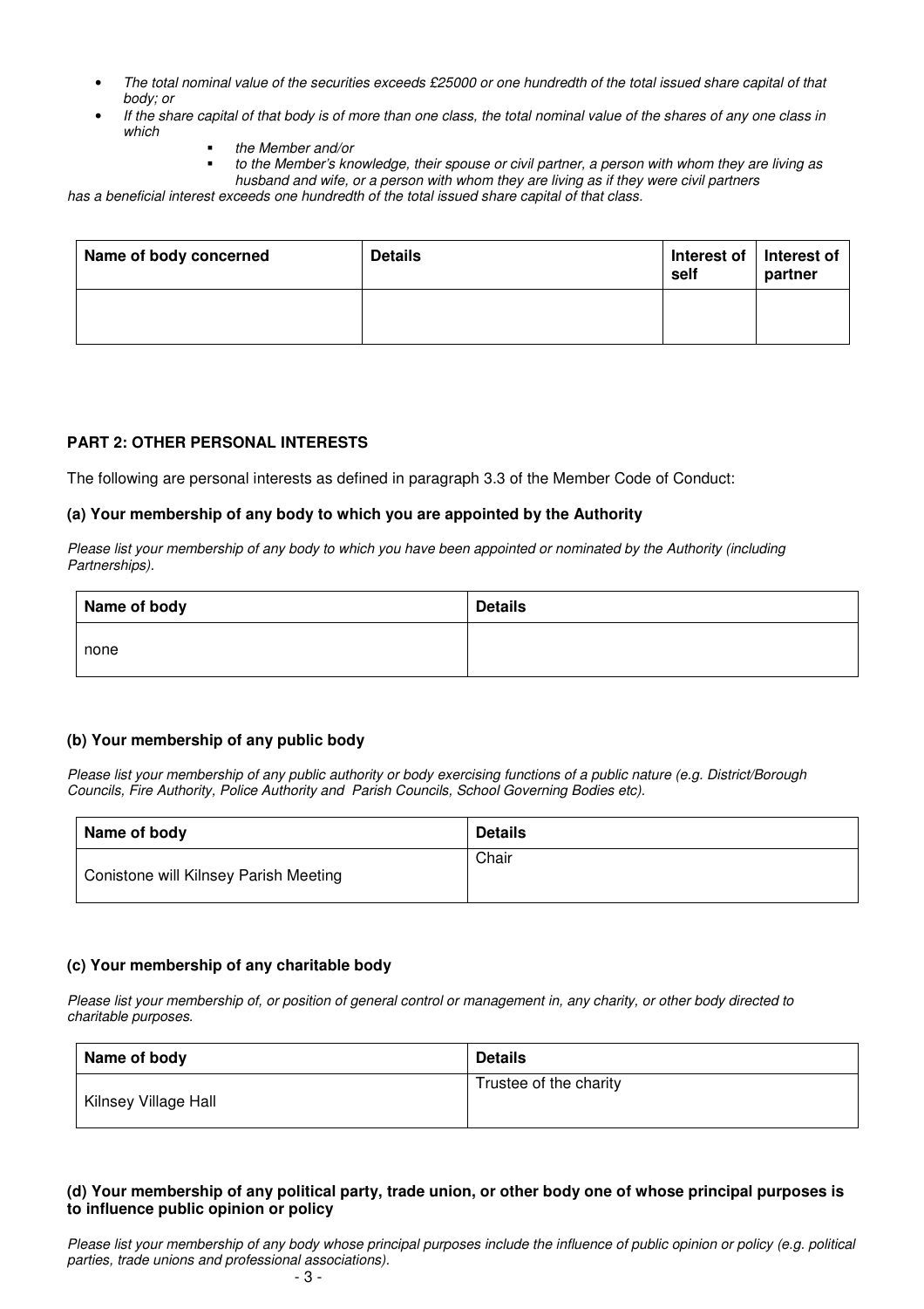- *The total nominal value of the securities exceeds £25000 or one hundredth of the total issued share capital of that body; or*
- *If the share capital of that body is of more than one class, the total nominal value of the shares of any one class in which*
  - *the Member and/or*
  - *to the Member's knowledge, their spouse or civil partner, a person with whom they are living as husband and wife, or a person with whom they are living as if they were civil partners*

*has a beneficial interest exceeds one hundredth of the total issued share capital of that class.*

| Name of body concerned | Details | Interest of self | Interest of partner |
|---|---|---|---|
| | | | |

**PART 2: OTHER PERSONAL INTERESTS**

The following are personal interests as defined in paragraph 3.3 of the Member Code of Conduct:

**(a) Your membership of any body to which you are appointed by the Authority**

*Please list your membership of any body to which you have been appointed or nominated by the Authority (including Partnerships).*

| Name of body | Details |
|---|---|
| none | |

**(b) Your membership of any public body**

*Please list your membership of any public authority or body exercising functions of a public nature (e.g. District/Borough Councils, Fire Authority, Police Authority and Parish Councils, School Governing Bodies etc).*

| Name of body | Details |
|---|---|
| Conistone will Kilnsey Parish Meeting | Chair |

**(c) Your membership of any charitable body**

*Please list your membership of, or position of general control or management in, any charity, or other body directed to charitable purposes.*

| Name of body | Details |
|---|---|
| Kilnsey Village Hall | Trustee of the charity |

**(d) Your membership of any political party, trade union, or other body one of whose principal purposes is to influence public opinion or policy**

*Please list your membership of any body whose principal purposes include the influence of public opinion or policy (e.g. political parties, trade unions and professional associations).*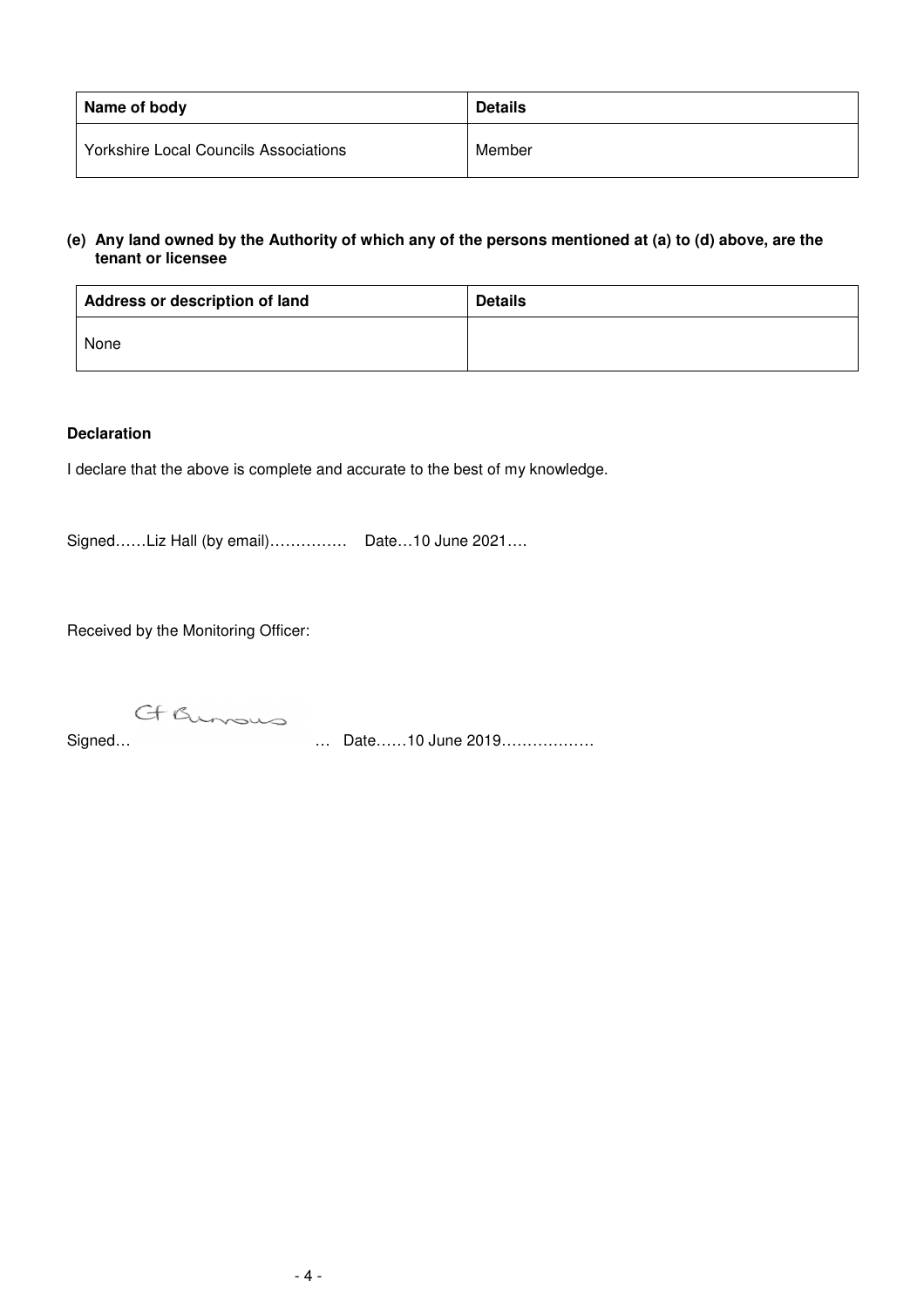| Name of body | Details |
|---|---|
| Yorkshire Local Councils Associations | Member |

**(e) Any land owned by the Authority of which any of the persons mentioned at (a) to (d) above, are the tenant or licensee**

| Address or description of land | Details |
|---|---|
| None | |

**Declaration**

I declare that the above is complete and accurate to the best of my knowledge.

Signed……Liz Hall (by email)…………… Date…10 June 2021….

Received by the Monitoring Officer:

Signed… Gf Burrows … Date……10 June 2019………………